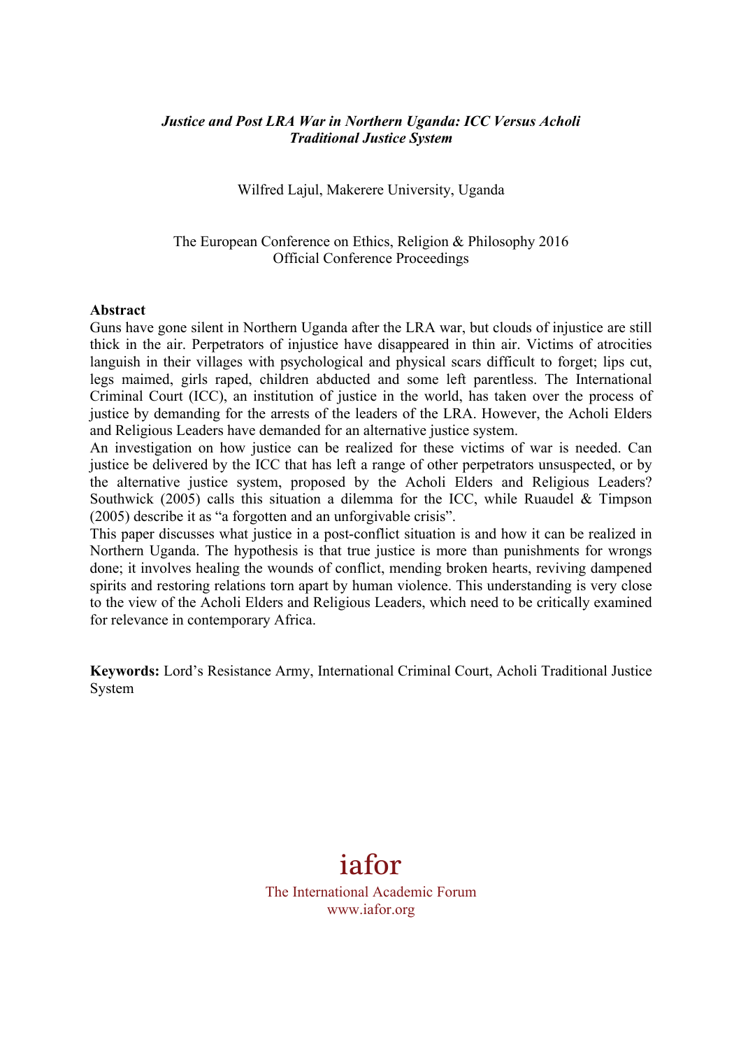# *Justice and Post LRA War in Northern Uganda: ICC Versus Acholi Traditional Justice System*

Wilfred Lajul, Makerere University, Uganda

The European Conference on Ethics, Religion & Philosophy 2016
Official Conference Proceedings

## Abstract

Guns have gone silent in Northern Uganda after the LRA war, but clouds of injustice are still thick in the air. Perpetrators of injustice have disappeared in thin air. Victims of atrocities languish in their villages with psychological and physical scars difficult to forget; lips cut, legs maimed, girls raped, children abducted and some left parentless. The International Criminal Court (ICC), an institution of justice in the world, has taken over the process of justice by demanding for the arrests of the leaders of the LRA. However, the Acholi Elders and Religious Leaders have demanded for an alternative justice system.

An investigation on how justice can be realized for these victims of war is needed. Can justice be delivered by the ICC that has left a range of other perpetrators unsuspected, or by the alternative justice system, proposed by the Acholi Elders and Religious Leaders? Southwick (2005) calls this situation a dilemma for the ICC, while Ruaudel & Timpson (2005) describe it as "a forgotten and an unforgivable crisis".

This paper discusses what justice in a post-conflict situation is and how it can be realized in Northern Uganda. The hypothesis is that true justice is more than punishments for wrongs done; it involves healing the wounds of conflict, mending broken hearts, reviving dampened spirits and restoring relations torn apart by human violence. This understanding is very close to the view of the Acholi Elders and Religious Leaders, which need to be critically examined for relevance in contemporary Africa.

**Keywords:** Lord's Resistance Army, International Criminal Court, Acholi Traditional Justice System

iafor
The International Academic Forum
www.iafor.org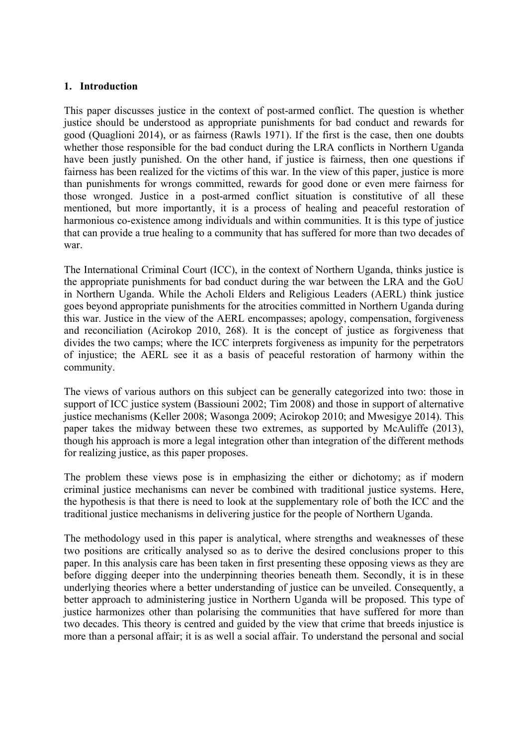## 1. Introduction

This paper discusses justice in the context of post-armed conflict. The question is whether justice should be understood as appropriate punishments for bad conduct and rewards for good (Quaglioni 2014), or as fairness (Rawls 1971). If the first is the case, then one doubts whether those responsible for the bad conduct during the LRA conflicts in Northern Uganda have been justly punished. On the other hand, if justice is fairness, then one questions if fairness has been realized for the victims of this war. In the view of this paper, justice is more than punishments for wrongs committed, rewards for good done or even mere fairness for those wronged. Justice in a post-armed conflict situation is constitutive of all these mentioned, but more importantly, it is a process of healing and peaceful restoration of harmonious co-existence among individuals and within communities. It is this type of justice that can provide a true healing to a community that has suffered for more than two decades of war.

The International Criminal Court (ICC), in the context of Northern Uganda, thinks justice is the appropriate punishments for bad conduct during the war between the LRA and the GoU in Northern Uganda. While the Acholi Elders and Religious Leaders (AERL) think justice goes beyond appropriate punishments for the atrocities committed in Northern Uganda during this war. Justice in the view of the AERL encompasses; apology, compensation, forgiveness and reconciliation (Acirokop 2010, 268). It is the concept of justice as forgiveness that divides the two camps; where the ICC interprets forgiveness as impunity for the perpetrators of injustice; the AERL see it as a basis of peaceful restoration of harmony within the community.

The views of various authors on this subject can be generally categorized into two: those in support of ICC justice system (Bassiouni 2002; Tim 2008) and those in support of alternative justice mechanisms (Keller 2008; Wasonga 2009; Acirokop 2010; and Mwesigye 2014). This paper takes the midway between these two extremes, as supported by McAuliffe (2013), though his approach is more a legal integration other than integration of the different methods for realizing justice, as this paper proposes.

The problem these views pose is in emphasizing the either or dichotomy; as if modern criminal justice mechanisms can never be combined with traditional justice systems. Here, the hypothesis is that there is need to look at the supplementary role of both the ICC and the traditional justice mechanisms in delivering justice for the people of Northern Uganda.

The methodology used in this paper is analytical, where strengths and weaknesses of these two positions are critically analysed so as to derive the desired conclusions proper to this paper. In this analysis care has been taken in first presenting these opposing views as they are before digging deeper into the underpinning theories beneath them. Secondly, it is in these underlying theories where a better understanding of justice can be unveiled. Consequently, a better approach to administering justice in Northern Uganda will be proposed. This type of justice harmonizes other than polarising the communities that have suffered for more than two decades. This theory is centred and guided by the view that crime that breeds injustice is more than a personal affair; it is as well a social affair. To understand the personal and social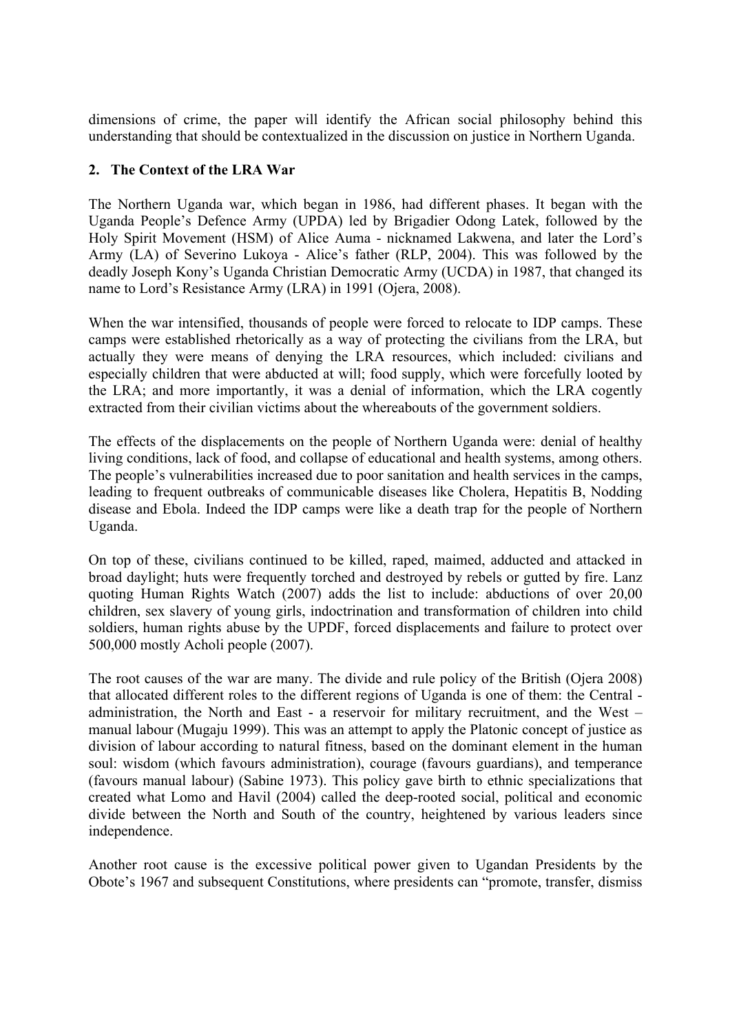dimensions of crime, the paper will identify the African social philosophy behind this understanding that should be contextualized in the discussion on justice in Northern Uganda.

## 2. The Context of the LRA War

The Northern Uganda war, which began in 1986, had different phases. It began with the Uganda People's Defence Army (UPDA) led by Brigadier Odong Latek, followed by the Holy Spirit Movement (HSM) of Alice Auma - nicknamed Lakwena, and later the Lord's Army (LA) of Severino Lukoya - Alice's father (RLP, 2004). This was followed by the deadly Joseph Kony's Uganda Christian Democratic Army (UCDA) in 1987, that changed its name to Lord's Resistance Army (LRA) in 1991 (Ojera, 2008).

When the war intensified, thousands of people were forced to relocate to IDP camps. These camps were established rhetorically as a way of protecting the civilians from the LRA, but actually they were means of denying the LRA resources, which included: civilians and especially children that were abducted at will; food supply, which were forcefully looted by the LRA; and more importantly, it was a denial of information, which the LRA cogently extracted from their civilian victims about the whereabouts of the government soldiers.

The effects of the displacements on the people of Northern Uganda were: denial of healthy living conditions, lack of food, and collapse of educational and health systems, among others. The people's vulnerabilities increased due to poor sanitation and health services in the camps, leading to frequent outbreaks of communicable diseases like Cholera, Hepatitis B, Nodding disease and Ebola. Indeed the IDP camps were like a death trap for the people of Northern Uganda.

On top of these, civilians continued to be killed, raped, maimed, adducted and attacked in broad daylight; huts were frequently torched and destroyed by rebels or gutted by fire. Lanz quoting Human Rights Watch (2007) adds the list to include: abductions of over 20,00 children, sex slavery of young girls, indoctrination and transformation of children into child soldiers, human rights abuse by the UPDF, forced displacements and failure to protect over 500,000 mostly Acholi people (2007).

The root causes of the war are many. The divide and rule policy of the British (Ojera 2008) that allocated different roles to the different regions of Uganda is one of them: the Central - administration, the North and East - a reservoir for military recruitment, and the West – manual labour (Mugaju 1999). This was an attempt to apply the Platonic concept of justice as division of labour according to natural fitness, based on the dominant element in the human soul: wisdom (which favours administration), courage (favours guardians), and temperance (favours manual labour) (Sabine 1973). This policy gave birth to ethnic specializations that created what Lomo and Havil (2004) called the deep-rooted social, political and economic divide between the North and South of the country, heightened by various leaders since independence.

Another root cause is the excessive political power given to Ugandan Presidents by the Obote's 1967 and subsequent Constitutions, where presidents can "promote, transfer, dismiss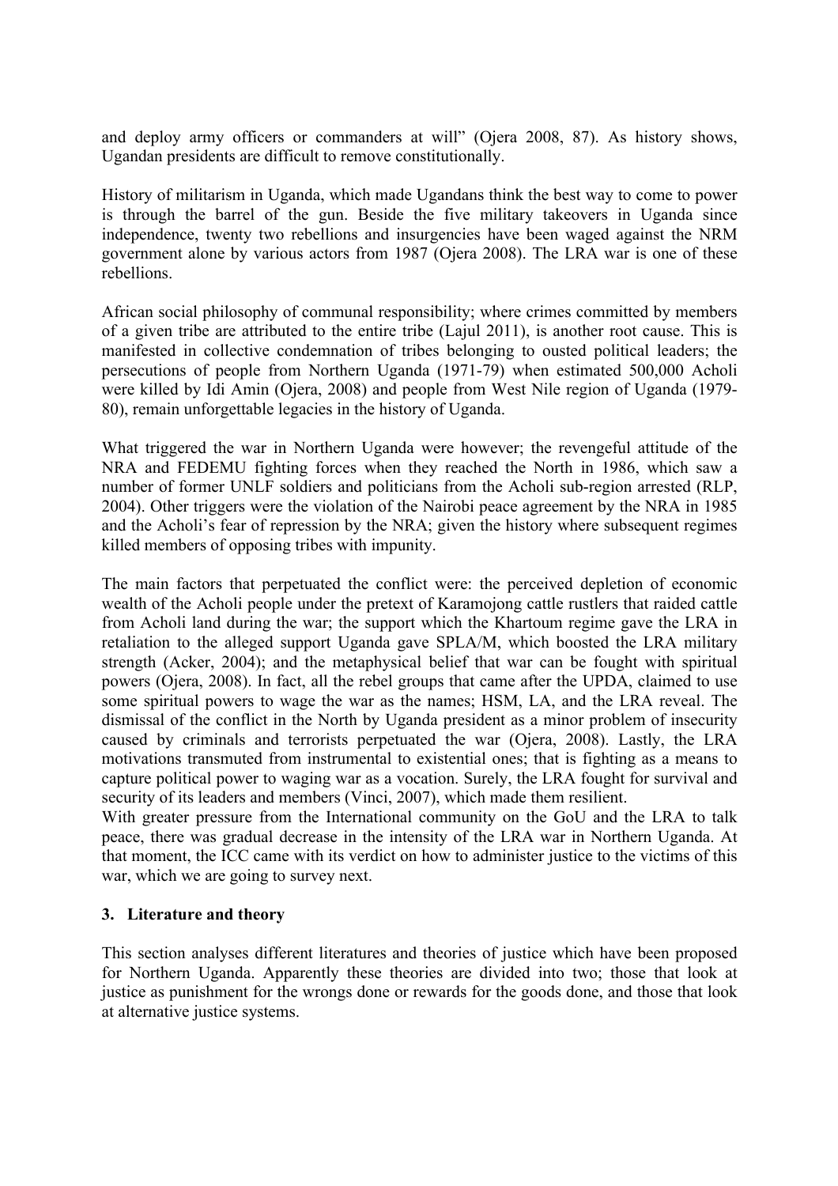and deploy army officers or commanders at will" (Ojera 2008, 87). As history shows, Ugandan presidents are difficult to remove constitutionally.

History of militarism in Uganda, which made Ugandans think the best way to come to power is through the barrel of the gun. Beside the five military takeovers in Uganda since independence, twenty two rebellions and insurgencies have been waged against the NRM government alone by various actors from 1987 (Ojera 2008). The LRA war is one of these rebellions.

African social philosophy of communal responsibility; where crimes committed by members of a given tribe are attributed to the entire tribe (Lajul 2011), is another root cause. This is manifested in collective condemnation of tribes belonging to ousted political leaders; the persecutions of people from Northern Uganda (1971-79) when estimated 500,000 Acholi were killed by Idi Amin (Ojera, 2008) and people from West Nile region of Uganda (1979-80), remain unforgettable legacies in the history of Uganda.

What triggered the war in Northern Uganda were however; the revengeful attitude of the NRA and FEDEMU fighting forces when they reached the North in 1986, which saw a number of former UNLF soldiers and politicians from the Acholi sub-region arrested (RLP, 2004). Other triggers were the violation of the Nairobi peace agreement by the NRA in 1985 and the Acholi's fear of repression by the NRA; given the history where subsequent regimes killed members of opposing tribes with impunity.

The main factors that perpetuated the conflict were: the perceived depletion of economic wealth of the Acholi people under the pretext of Karamojong cattle rustlers that raided cattle from Acholi land during the war; the support which the Khartoum regime gave the LRA in retaliation to the alleged support Uganda gave SPLA/M, which boosted the LRA military strength (Acker, 2004); and the metaphysical belief that war can be fought with spiritual powers (Ojera, 2008). In fact, all the rebel groups that came after the UPDA, claimed to use some spiritual powers to wage the war as the names; HSM, LA, and the LRA reveal. The dismissal of the conflict in the North by Uganda president as a minor problem of insecurity caused by criminals and terrorists perpetuated the war (Ojera, 2008). Lastly, the LRA motivations transmuted from instrumental to existential ones; that is fighting as a means to capture political power to waging war as a vocation. Surely, the LRA fought for survival and security of its leaders and members (Vinci, 2007), which made them resilient.

With greater pressure from the International community on the GoU and the LRA to talk peace, there was gradual decrease in the intensity of the LRA war in Northern Uganda. At that moment, the ICC came with its verdict on how to administer justice to the victims of this war, which we are going to survey next.

## 3. Literature and theory

This section analyses different literatures and theories of justice which have been proposed for Northern Uganda. Apparently these theories are divided into two; those that look at justice as punishment for the wrongs done or rewards for the goods done, and those that look at alternative justice systems.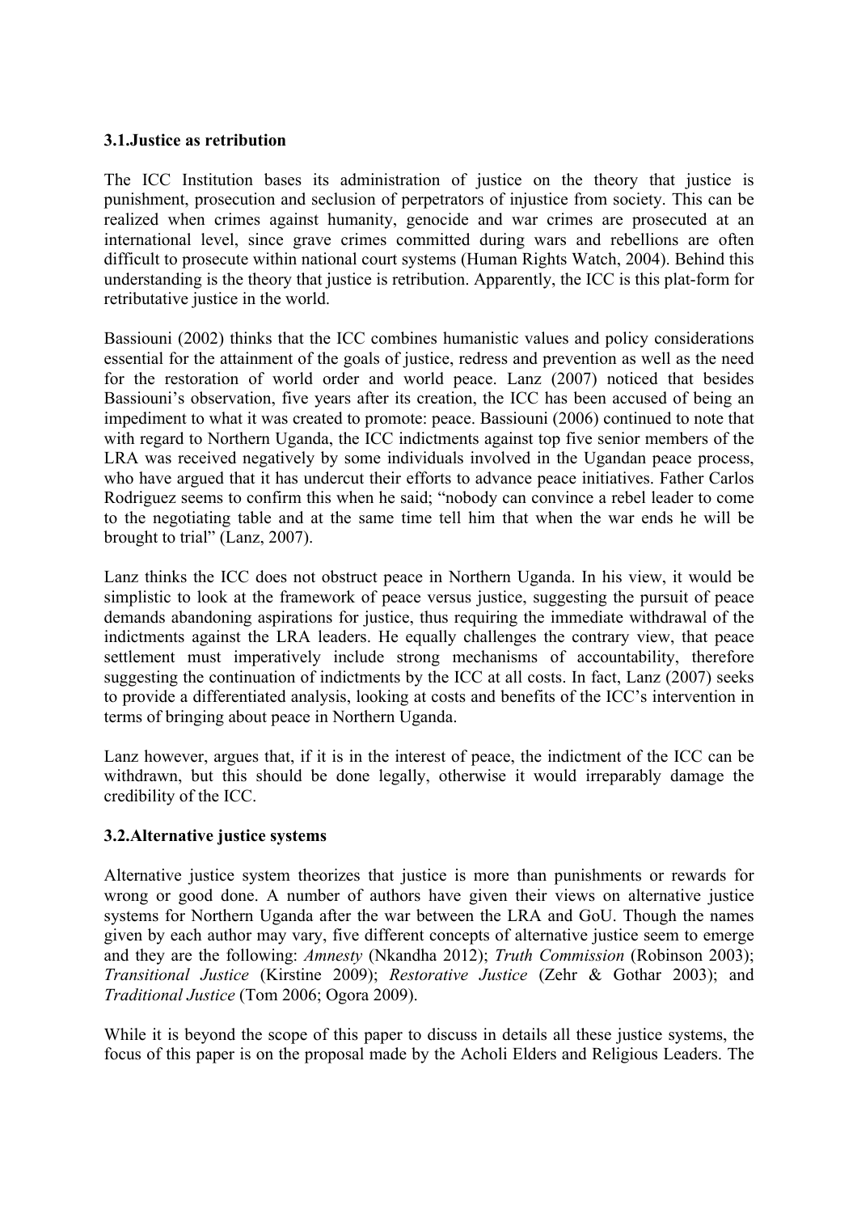### 3.1. Justice as retribution

The ICC Institution bases its administration of justice on the theory that justice is punishment, prosecution and seclusion of perpetrators of injustice from society. This can be realized when crimes against humanity, genocide and war crimes are prosecuted at an international level, since grave crimes committed during wars and rebellions are often difficult to prosecute within national court systems (Human Rights Watch, 2004). Behind this understanding is the theory that justice is retribution. Apparently, the ICC is this plat-form for retributative justice in the world.

Bassiouni (2002) thinks that the ICC combines humanistic values and policy considerations essential for the attainment of the goals of justice, redress and prevention as well as the need for the restoration of world order and world peace. Lanz (2007) noticed that besides Bassiouni's observation, five years after its creation, the ICC has been accused of being an impediment to what it was created to promote: peace. Bassiouni (2006) continued to note that with regard to Northern Uganda, the ICC indictments against top five senior members of the LRA was received negatively by some individuals involved in the Ugandan peace process, who have argued that it has undercut their efforts to advance peace initiatives. Father Carlos Rodriguez seems to confirm this when he said; "nobody can convince a rebel leader to come to the negotiating table and at the same time tell him that when the war ends he will be brought to trial" (Lanz, 2007).

Lanz thinks the ICC does not obstruct peace in Northern Uganda. In his view, it would be simplistic to look at the framework of peace versus justice, suggesting the pursuit of peace demands abandoning aspirations for justice, thus requiring the immediate withdrawal of the indictments against the LRA leaders. He equally challenges the contrary view, that peace settlement must imperatively include strong mechanisms of accountability, therefore suggesting the continuation of indictments by the ICC at all costs. In fact, Lanz (2007) seeks to provide a differentiated analysis, looking at costs and benefits of the ICC's intervention in terms of bringing about peace in Northern Uganda.

Lanz however, argues that, if it is in the interest of peace, the indictment of the ICC can be withdrawn, but this should be done legally, otherwise it would irreparably damage the credibility of the ICC.

### 3.2. Alternative justice systems

Alternative justice system theorizes that justice is more than punishments or rewards for wrong or good done. A number of authors have given their views on alternative justice systems for Northern Uganda after the war between the LRA and GoU. Though the names given by each author may vary, five different concepts of alternative justice seem to emerge and they are the following: *Amnesty* (Nkandha 2012); *Truth Commission* (Robinson 2003); *Transitional Justice* (Kirstine 2009); *Restorative Justice* (Zehr & Gothar 2003); and *Traditional Justice* (Tom 2006; Ogora 2009).

While it is beyond the scope of this paper to discuss in details all these justice systems, the focus of this paper is on the proposal made by the Acholi Elders and Religious Leaders. The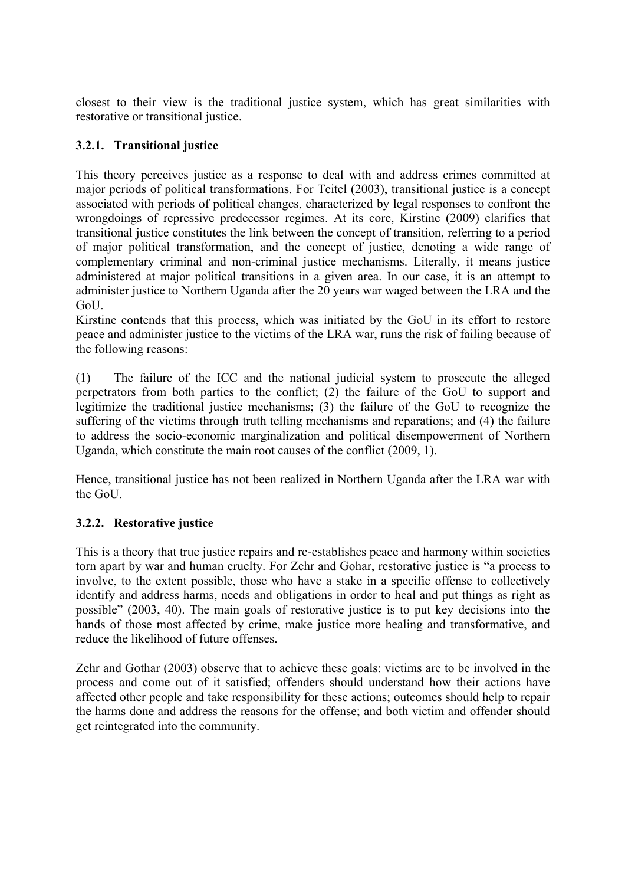closest to their view is the traditional justice system, which has great similarities with restorative or transitional justice.

### 3.2.1. Transitional justice

This theory perceives justice as a response to deal with and address crimes committed at major periods of political transformations. For Teitel (2003), transitional justice is a concept associated with periods of political changes, characterized by legal responses to confront the wrongdoings of repressive predecessor regimes. At its core, Kirstine (2009) clarifies that transitional justice constitutes the link between the concept of transition, referring to a period of major political transformation, and the concept of justice, denoting a wide range of complementary criminal and non-criminal justice mechanisms. Literally, it means justice administered at major political transitions in a given area. In our case, it is an attempt to administer justice to Northern Uganda after the 20 years war waged between the LRA and the GoU.

Kirstine contends that this process, which was initiated by the GoU in its effort to restore peace and administer justice to the victims of the LRA war, runs the risk of failing because of the following reasons:

(1) The failure of the ICC and the national judicial system to prosecute the alleged perpetrators from both parties to the conflict; (2) the failure of the GoU to support and legitimize the traditional justice mechanisms; (3) the failure of the GoU to recognize the suffering of the victims through truth telling mechanisms and reparations; and (4) the failure to address the socio-economic marginalization and political disempowerment of Northern Uganda, which constitute the main root causes of the conflict (2009, 1).

Hence, transitional justice has not been realized in Northern Uganda after the LRA war with the GoU.

### 3.2.2. Restorative justice

This is a theory that true justice repairs and re-establishes peace and harmony within societies torn apart by war and human cruelty. For Zehr and Gohar, restorative justice is "a process to involve, to the extent possible, those who have a stake in a specific offense to collectively identify and address harms, needs and obligations in order to heal and put things as right as possible" (2003, 40). The main goals of restorative justice is to put key decisions into the hands of those most affected by crime, make justice more healing and transformative, and reduce the likelihood of future offenses.

Zehr and Gothar (2003) observe that to achieve these goals: victims are to be involved in the process and come out of it satisfied; offenders should understand how their actions have affected other people and take responsibility for these actions; outcomes should help to repair the harms done and address the reasons for the offense; and both victim and offender should get reintegrated into the community.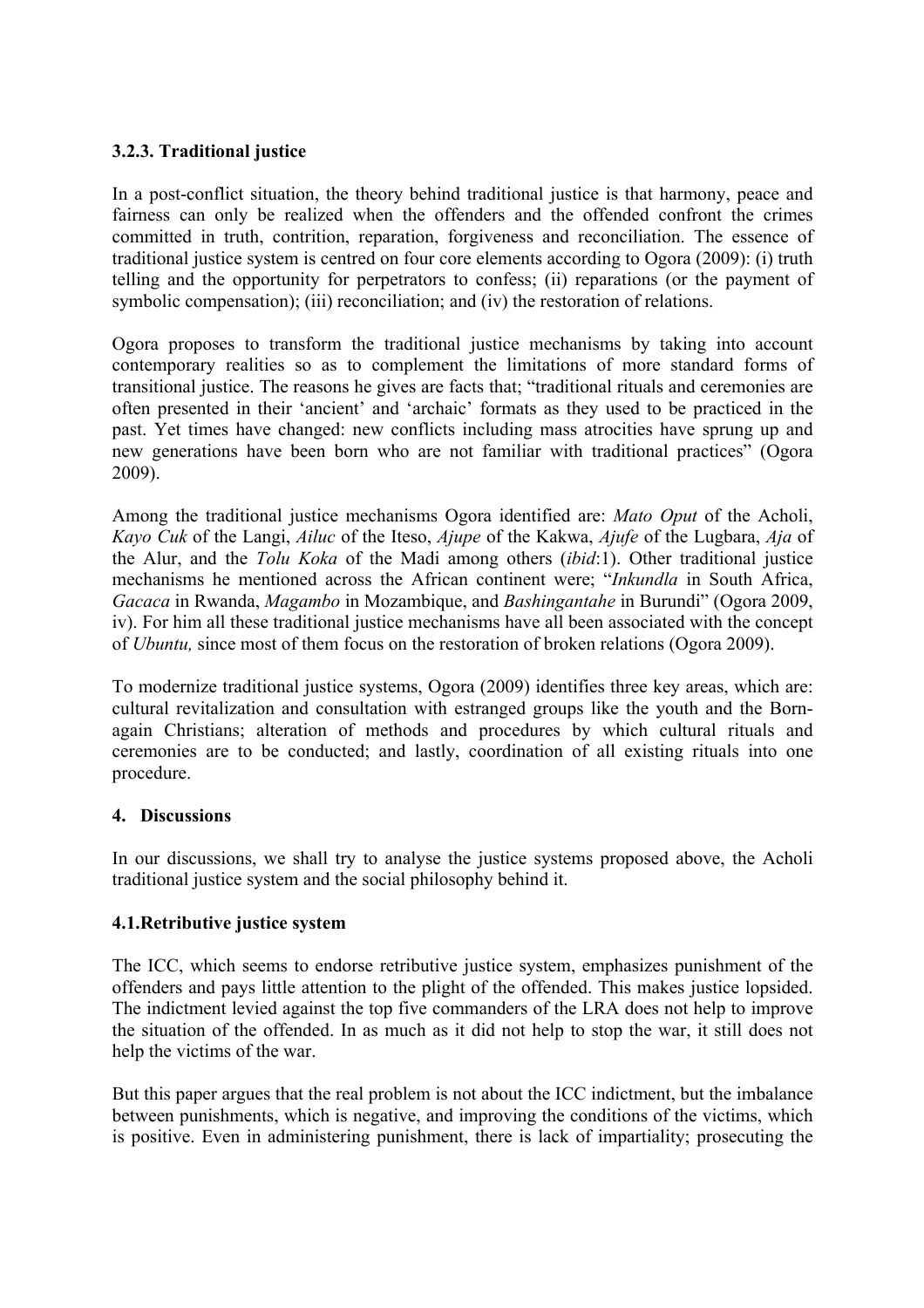### 3.2.3. Traditional justice

In a post-conflict situation, the theory behind traditional justice is that harmony, peace and fairness can only be realized when the offenders and the offended confront the crimes committed in truth, contrition, reparation, forgiveness and reconciliation. The essence of traditional justice system is centred on four core elements according to Ogora (2009): (i) truth telling and the opportunity for perpetrators to confess; (ii) reparations (or the payment of symbolic compensation); (iii) reconciliation; and (iv) the restoration of relations.

Ogora proposes to transform the traditional justice mechanisms by taking into account contemporary realities so as to complement the limitations of more standard forms of transitional justice. The reasons he gives are facts that; "traditional rituals and ceremonies are often presented in their 'ancient' and 'archaic' formats as they used to be practiced in the past. Yet times have changed: new conflicts including mass atrocities have sprung up and new generations have been born who are not familiar with traditional practices" (Ogora 2009).

Among the traditional justice mechanisms Ogora identified are: *Mato Oput* of the Acholi, *Kayo Cuk* of the Langi, *Ailuc* of the Iteso, *Ajupe* of the Kakwa, *Ajufe* of the Lugbara, *Aja* of the Alur, and the *Tolu Koka* of the Madi among others (*ibid*:1). Other traditional justice mechanisms he mentioned across the African continent were; "*Inkundla* in South Africa, *Gacaca* in Rwanda, *Magambo* in Mozambique, and *Bashingantahe* in Burundi" (Ogora 2009, iv). For him all these traditional justice mechanisms have all been associated with the concept of *Ubuntu,* since most of them focus on the restoration of broken relations (Ogora 2009).

To modernize traditional justice systems, Ogora (2009) identifies three key areas, which are: cultural revitalization and consultation with estranged groups like the youth and the Born-again Christians; alteration of methods and procedures by which cultural rituals and ceremonies are to be conducted; and lastly, coordination of all existing rituals into one procedure.

## 4. Discussions

In our discussions, we shall try to analyse the justice systems proposed above, the Acholi traditional justice system and the social philosophy behind it.

### 4.1. Retributive justice system

The ICC, which seems to endorse retributive justice system, emphasizes punishment of the offenders and pays little attention to the plight of the offended. This makes justice lopsided. The indictment levied against the top five commanders of the LRA does not help to improve the situation of the offended. In as much as it did not help to stop the war, it still does not help the victims of the war.

But this paper argues that the real problem is not about the ICC indictment, but the imbalance between punishments, which is negative, and improving the conditions of the victims, which is positive. Even in administering punishment, there is lack of impartiality; prosecuting the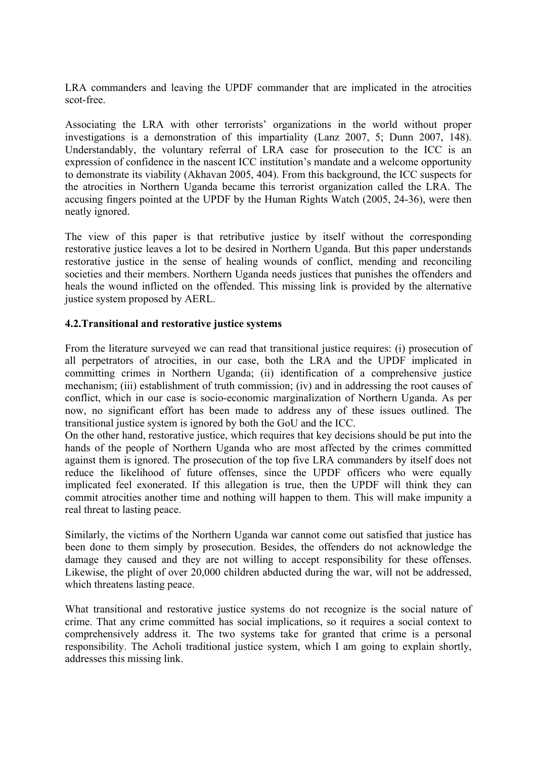LRA commanders and leaving the UPDF commander that are implicated in the atrocities scot-free.

Associating the LRA with other terrorists' organizations in the world without proper investigations is a demonstration of this impartiality (Lanz 2007, 5; Dunn 2007, 148). Understandably, the voluntary referral of LRA case for prosecution to the ICC is an expression of confidence in the nascent ICC institution's mandate and a welcome opportunity to demonstrate its viability (Akhavan 2005, 404). From this background, the ICC suspects for the atrocities in Northern Uganda became this terrorist organization called the LRA. The accusing fingers pointed at the UPDF by the Human Rights Watch (2005, 24-36), were then neatly ignored.

The view of this paper is that retributive justice by itself without the corresponding restorative justice leaves a lot to be desired in Northern Uganda. But this paper understands restorative justice in the sense of healing wounds of conflict, mending and reconciling societies and their members. Northern Uganda needs justices that punishes the offenders and heals the wound inflicted on the offended. This missing link is provided by the alternative justice system proposed by AERL.

### 4.2.Transitional and restorative justice systems

From the literature surveyed we can read that transitional justice requires: (i) prosecution of all perpetrators of atrocities, in our case, both the LRA and the UPDF implicated in committing crimes in Northern Uganda; (ii) identification of a comprehensive justice mechanism; (iii) establishment of truth commission; (iv) and in addressing the root causes of conflict, which in our case is socio-economic marginalization of Northern Uganda. As per now, no significant effort has been made to address any of these issues outlined. The transitional justice system is ignored by both the GoU and the ICC.
On the other hand, restorative justice, which requires that key decisions should be put into the hands of the people of Northern Uganda who are most affected by the crimes committed against them is ignored. The prosecution of the top five LRA commanders by itself does not reduce the likelihood of future offenses, since the UPDF officers who were equally implicated feel exonerated. If this allegation is true, then the UPDF will think they can commit atrocities another time and nothing will happen to them. This will make impunity a real threat to lasting peace.

Similarly, the victims of the Northern Uganda war cannot come out satisfied that justice has been done to them simply by prosecution. Besides, the offenders do not acknowledge the damage they caused and they are not willing to accept responsibility for these offenses. Likewise, the plight of over 20,000 children abducted during the war, will not be addressed, which threatens lasting peace.

What transitional and restorative justice systems do not recognize is the social nature of crime. That any crime committed has social implications, so it requires a social context to comprehensively address it. The two systems take for granted that crime is a personal responsibility. The Acholi traditional justice system, which I am going to explain shortly, addresses this missing link.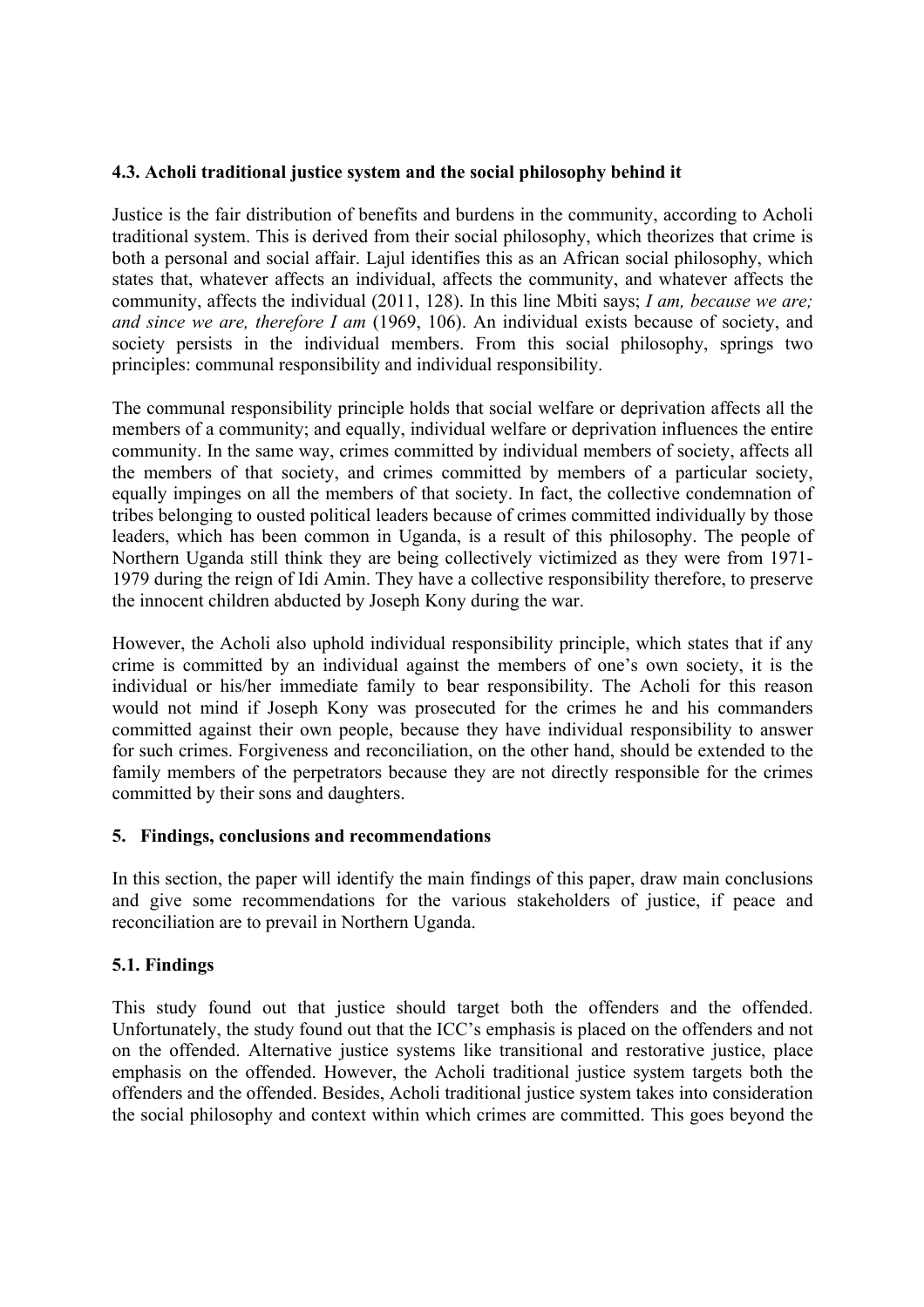### 4.3. Acholi traditional justice system and the social philosophy behind it

Justice is the fair distribution of benefits and burdens in the community, according to Acholi traditional system. This is derived from their social philosophy, which theorizes that crime is both a personal and social affair. Lajul identifies this as an African social philosophy, which states that, whatever affects an individual, affects the community, and whatever affects the community, affects the individual (2011, 128). In this line Mbiti says; *I am, because we are; and since we are, therefore I am* (1969, 106). An individual exists because of society, and society persists in the individual members. From this social philosophy, springs two principles: communal responsibility and individual responsibility.

The communal responsibility principle holds that social welfare or deprivation affects all the members of a community; and equally, individual welfare or deprivation influences the entire community. In the same way, crimes committed by individual members of society, affects all the members of that society, and crimes committed by members of a particular society, equally impinges on all the members of that society. In fact, the collective condemnation of tribes belonging to ousted political leaders because of crimes committed individually by those leaders, which has been common in Uganda, is a result of this philosophy. The people of Northern Uganda still think they are being collectively victimized as they were from 1971-1979 during the reign of Idi Amin. They have a collective responsibility therefore, to preserve the innocent children abducted by Joseph Kony during the war.

However, the Acholi also uphold individual responsibility principle, which states that if any crime is committed by an individual against the members of one's own society, it is the individual or his/her immediate family to bear responsibility. The Acholi for this reason would not mind if Joseph Kony was prosecuted for the crimes he and his commanders committed against their own people, because they have individual responsibility to answer for such crimes. Forgiveness and reconciliation, on the other hand, should be extended to the family members of the perpetrators because they are not directly responsible for the crimes committed by their sons and daughters.

## 5. Findings, conclusions and recommendations

In this section, the paper will identify the main findings of this paper, draw main conclusions and give some recommendations for the various stakeholders of justice, if peace and reconciliation are to prevail in Northern Uganda.

### 5.1. Findings

This study found out that justice should target both the offenders and the offended. Unfortunately, the study found out that the ICC's emphasis is placed on the offenders and not on the offended. Alternative justice systems like transitional and restorative justice, place emphasis on the offended. However, the Acholi traditional justice system targets both the offenders and the offended. Besides, Acholi traditional justice system takes into consideration the social philosophy and context within which crimes are committed. This goes beyond the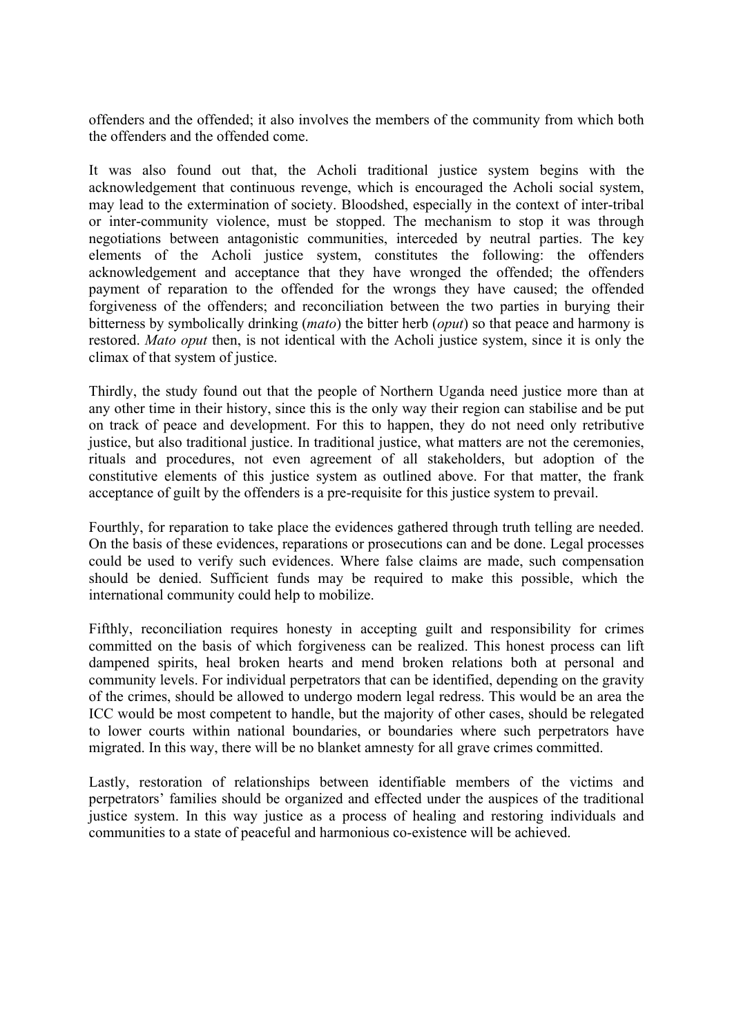offenders and the offended; it also involves the members of the community from which both the offenders and the offended come.

It was also found out that, the Acholi traditional justice system begins with the acknowledgement that continuous revenge, which is encouraged the Acholi social system, may lead to the extermination of society. Bloodshed, especially in the context of inter-tribal or inter-community violence, must be stopped. The mechanism to stop it was through negotiations between antagonistic communities, interceded by neutral parties. The key elements of the Acholi justice system, constitutes the following: the offenders acknowledgement and acceptance that they have wronged the offended; the offenders payment of reparation to the offended for the wrongs they have caused; the offended forgiveness of the offenders; and reconciliation between the two parties in burying their bitterness by symbolically drinking (*mato*) the bitter herb (*oput*) so that peace and harmony is restored. *Mato oput* then, is not identical with the Acholi justice system, since it is only the climax of that system of justice.

Thirdly, the study found out that the people of Northern Uganda need justice more than at any other time in their history, since this is the only way their region can stabilise and be put on track of peace and development. For this to happen, they do not need only retributive justice, but also traditional justice. In traditional justice, what matters are not the ceremonies, rituals and procedures, not even agreement of all stakeholders, but adoption of the constitutive elements of this justice system as outlined above. For that matter, the frank acceptance of guilt by the offenders is a pre-requisite for this justice system to prevail.

Fourthly, for reparation to take place the evidences gathered through truth telling are needed. On the basis of these evidences, reparations or prosecutions can and be done. Legal processes could be used to verify such evidences. Where false claims are made, such compensation should be denied. Sufficient funds may be required to make this possible, which the international community could help to mobilize.

Fifthly, reconciliation requires honesty in accepting guilt and responsibility for crimes committed on the basis of which forgiveness can be realized. This honest process can lift dampened spirits, heal broken hearts and mend broken relations both at personal and community levels. For individual perpetrators that can be identified, depending on the gravity of the crimes, should be allowed to undergo modern legal redress. This would be an area the ICC would be most competent to handle, but the majority of other cases, should be relegated to lower courts within national boundaries, or boundaries where such perpetrators have migrated. In this way, there will be no blanket amnesty for all grave crimes committed.

Lastly, restoration of relationships between identifiable members of the victims and perpetrators' families should be organized and effected under the auspices of the traditional justice system. In this way justice as a process of healing and restoring individuals and communities to a state of peaceful and harmonious co-existence will be achieved.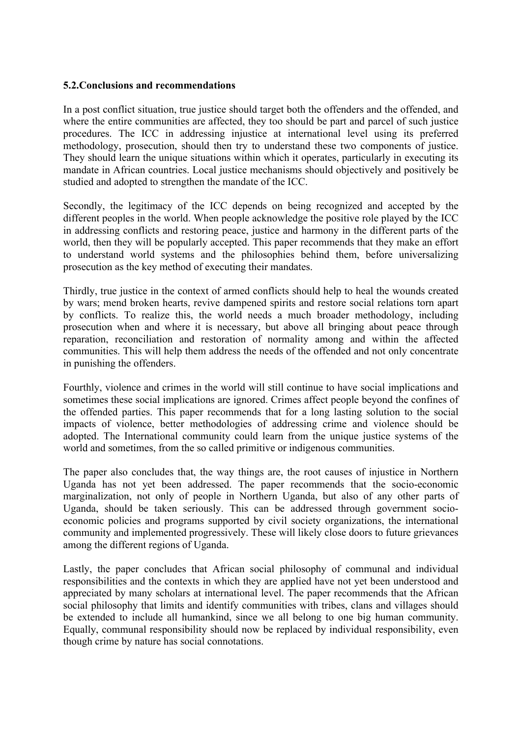### 5.2.Conclusions and recommendations

In a post conflict situation, true justice should target both the offenders and the offended, and where the entire communities are affected, they too should be part and parcel of such justice procedures. The ICC in addressing injustice at international level using its preferred methodology, prosecution, should then try to understand these two components of justice. They should learn the unique situations within which it operates, particularly in executing its mandate in African countries. Local justice mechanisms should objectively and positively be studied and adopted to strengthen the mandate of the ICC.

Secondly, the legitimacy of the ICC depends on being recognized and accepted by the different peoples in the world. When people acknowledge the positive role played by the ICC in addressing conflicts and restoring peace, justice and harmony in the different parts of the world, then they will be popularly accepted. This paper recommends that they make an effort to understand world systems and the philosophies behind them, before universalizing prosecution as the key method of executing their mandates.

Thirdly, true justice in the context of armed conflicts should help to heal the wounds created by wars; mend broken hearts, revive dampened spirits and restore social relations torn apart by conflicts. To realize this, the world needs a much broader methodology, including prosecution when and where it is necessary, but above all bringing about peace through reparation, reconciliation and restoration of normality among and within the affected communities. This will help them address the needs of the offended and not only concentrate in punishing the offenders.

Fourthly, violence and crimes in the world will still continue to have social implications and sometimes these social implications are ignored. Crimes affect people beyond the confines of the offended parties. This paper recommends that for a long lasting solution to the social impacts of violence, better methodologies of addressing crime and violence should be adopted. The International community could learn from the unique justice systems of the world and sometimes, from the so called primitive or indigenous communities.

The paper also concludes that, the way things are, the root causes of injustice in Northern Uganda has not yet been addressed. The paper recommends that the socio-economic marginalization, not only of people in Northern Uganda, but also of any other parts of Uganda, should be taken seriously. This can be addressed through government socio-economic policies and programs supported by civil society organizations, the international community and implemented progressively. These will likely close doors to future grievances among the different regions of Uganda.

Lastly, the paper concludes that African social philosophy of communal and individual responsibilities and the contexts in which they are applied have not yet been understood and appreciated by many scholars at international level. The paper recommends that the African social philosophy that limits and identify communities with tribes, clans and villages should be extended to include all humankind, since we all belong to one big human community. Equally, communal responsibility should now be replaced by individual responsibility, even though crime by nature has social connotations.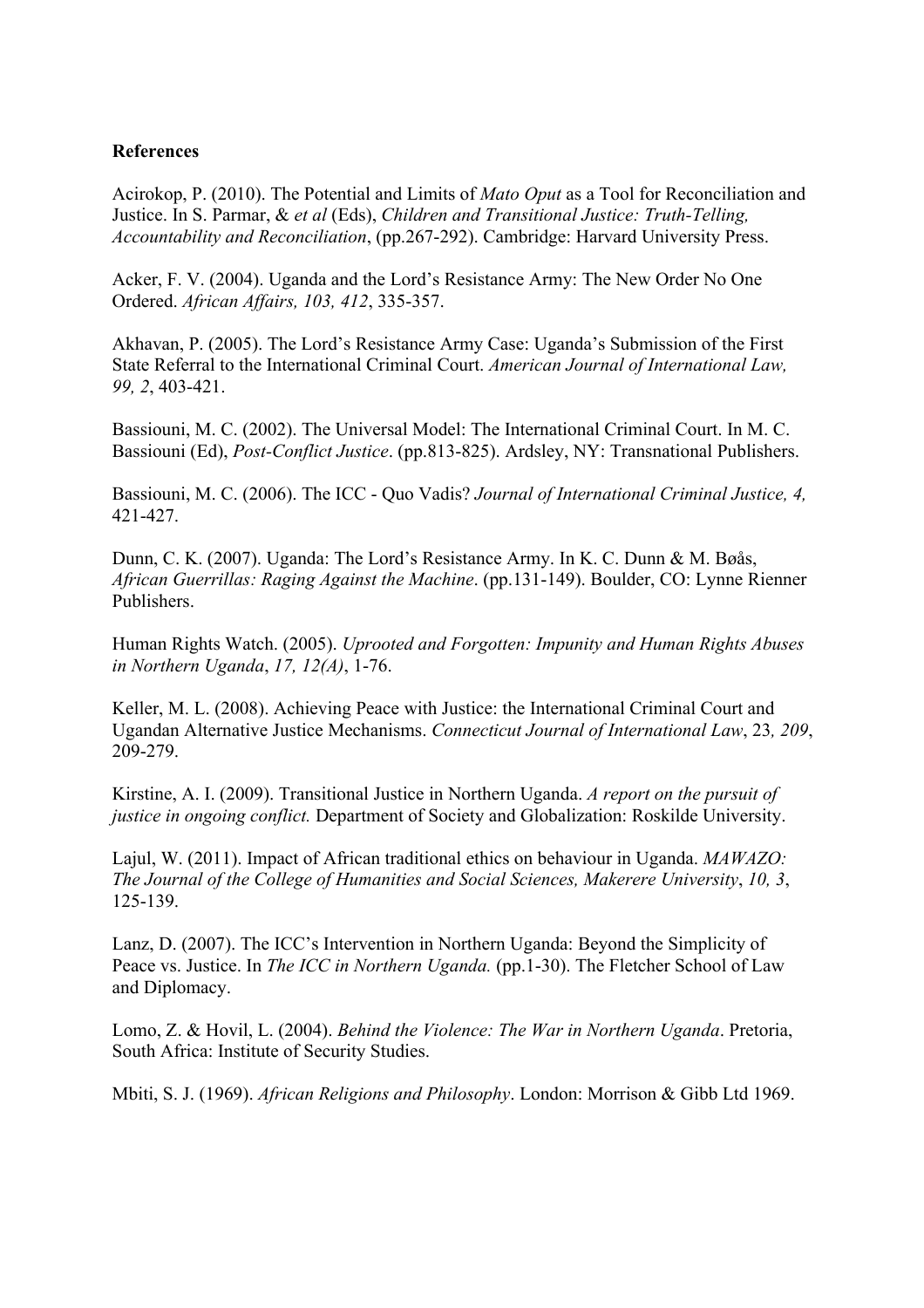**References**

Acirokop, P. (2010). The Potential and Limits of *Mato Oput* as a Tool for Reconciliation and Justice. In S. Parmar, & *et al* (Eds), *Children and Transitional Justice: Truth-Telling, Accountability and Reconciliation*, (pp.267-292). Cambridge: Harvard University Press.

Acker, F. V. (2004). Uganda and the Lord's Resistance Army: The New Order No One Ordered. *African Affairs, 103, 412*, 335-357.

Akhavan, P. (2005). The Lord's Resistance Army Case: Uganda's Submission of the First State Referral to the International Criminal Court. *American Journal of International Law, 99, 2*, 403-421.

Bassiouni, M. C. (2002). The Universal Model: The International Criminal Court. In M. C. Bassiouni (Ed), *Post-Conflict Justice*. (pp.813-825). Ardsley, NY: Transnational Publishers.

Bassiouni, M. C. (2006). The ICC - Quo Vadis? *Journal of International Criminal Justice, 4,* 421-427.

Dunn, C. K. (2007). Uganda: The Lord's Resistance Army. In K. C. Dunn & M. Bøås, *African Guerrillas: Raging Against the Machine*. (pp.131-149). Boulder, CO: Lynne Rienner Publishers.

Human Rights Watch. (2005). *Uprooted and Forgotten: Impunity and Human Rights Abuses in Northern Uganda*, *17, 12(A)*, 1-76.

Keller, M. L. (2008). Achieving Peace with Justice: the International Criminal Court and Ugandan Alternative Justice Mechanisms. *Connecticut Journal of International Law*, 23*, 209*, 209-279.

Kirstine, A. I. (2009). Transitional Justice in Northern Uganda. *A report on the pursuit of justice in ongoing conflict.* Department of Society and Globalization: Roskilde University.

Lajul, W. (2011). Impact of African traditional ethics on behaviour in Uganda. *MAWAZO: The Journal of the College of Humanities and Social Sciences, Makerere University*, *10, 3*, 125-139.

Lanz, D. (2007). The ICC's Intervention in Northern Uganda: Beyond the Simplicity of Peace vs. Justice. In *The ICC in Northern Uganda.* (pp.1-30). The Fletcher School of Law and Diplomacy.

Lomo, Z. & Hovil, L. (2004). *Behind the Violence: The War in Northern Uganda*. Pretoria, South Africa: Institute of Security Studies.

Mbiti, S. J. (1969). *African Religions and Philosophy*. London: Morrison & Gibb Ltd 1969.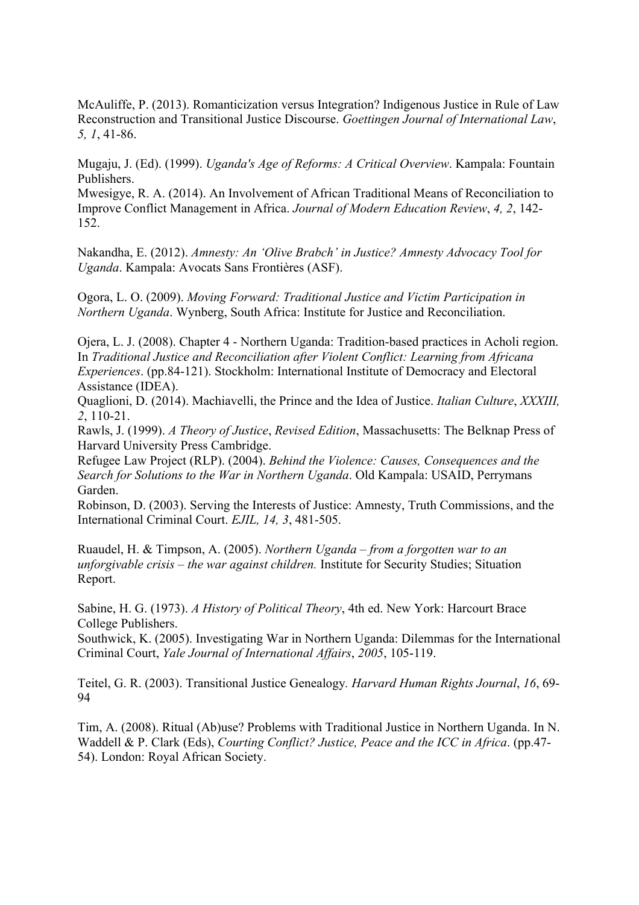McAuliffe, P. (2013). Romanticization versus Integration? Indigenous Justice in Rule of Law Reconstruction and Transitional Justice Discourse. *Goettingen Journal of International Law*, *5, 1*, 41-86.

Mugaju, J. (Ed). (1999). *Uganda's Age of Reforms: A Critical Overview*. Kampala: Fountain Publishers.
Mwesigye, R. A. (2014). An Involvement of African Traditional Means of Reconciliation to Improve Conflict Management in Africa. *Journal of Modern Education Review*, *4, 2*, 142-152.

Nakandha, E. (2012). *Amnesty: An 'Olive Brabch' in Justice? Amnesty Advocacy Tool for Uganda*. Kampala: Avocats Sans Frontières (ASF).

Ogora, L. O. (2009). *Moving Forward: Traditional Justice and Victim Participation in Northern Uganda*. Wynberg, South Africa: Institute for Justice and Reconciliation.

Ojera, L. J. (2008). Chapter 4 - Northern Uganda: Tradition-based practices in Acholi region. In *Traditional Justice and Reconciliation after Violent Conflict: Learning from Africana Experiences*. (pp.84-121). Stockholm: International Institute of Democracy and Electoral Assistance (IDEA).
Quaglioni, D. (2014). Machiavelli, the Prince and the Idea of Justice. *Italian Culture*, *XXXIII, 2*, 110-21.
Rawls, J. (1999). *A Theory of Justice*, *Revised Edition*, Massachusetts: The Belknap Press of Harvard University Press Cambridge.
Refugee Law Project (RLP). (2004). *Behind the Violence: Causes, Consequences and the Search for Solutions to the War in Northern Uganda*. Old Kampala: USAID, Perrymans Garden.
Robinson, D. (2003). Serving the Interests of Justice: Amnesty, Truth Commissions, and the International Criminal Court. *EJIL, 14, 3*, 481-505.

Ruaudel, H. & Timpson, A. (2005). *Northern Uganda – from a forgotten war to an unforgivable crisis – the war against children.* Institute for Security Studies; Situation Report.

Sabine, H. G. (1973). *A History of Political Theory*, 4th ed. New York: Harcourt Brace College Publishers.
Southwick, K. (2005). Investigating War in Northern Uganda: Dilemmas for the International Criminal Court, *Yale Journal of International Affairs*, *2005*, 105-119.

Teitel, G. R. (2003). Transitional Justice Genealogy*. Harvard Human Rights Journal*, *16*, 69-94

Tim, A. (2008). Ritual (Ab)use? Problems with Traditional Justice in Northern Uganda. In N. Waddell & P. Clark (Eds), *Courting Conflict? Justice, Peace and the ICC in Africa*. (pp.47-54). London: Royal African Society.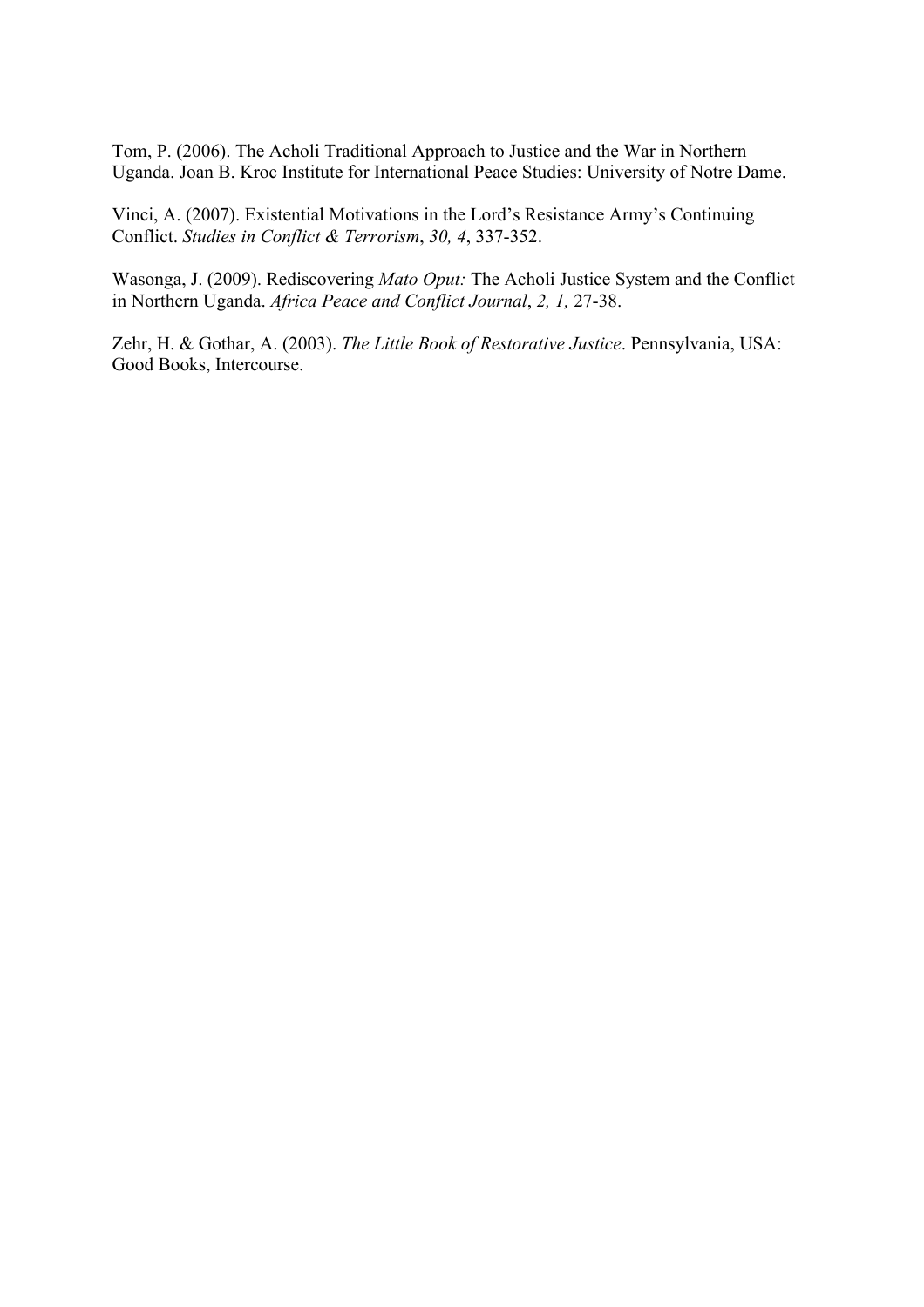Tom, P. (2006). The Acholi Traditional Approach to Justice and the War in Northern Uganda. Joan B. Kroc Institute for International Peace Studies: University of Notre Dame.

Vinci, A. (2007). Existential Motivations in the Lord's Resistance Army's Continuing Conflict. *Studies in Conflict & Terrorism*, *30, 4*, 337-352.

Wasonga, J. (2009). Rediscovering *Mato Oput:* The Acholi Justice System and the Conflict in Northern Uganda. *Africa Peace and Conflict Journal*, *2, 1,* 27-38.

Zehr, H. & Gothar, A. (2003). *The Little Book of Restorative Justice*. Pennsylvania, USA: Good Books, Intercourse.